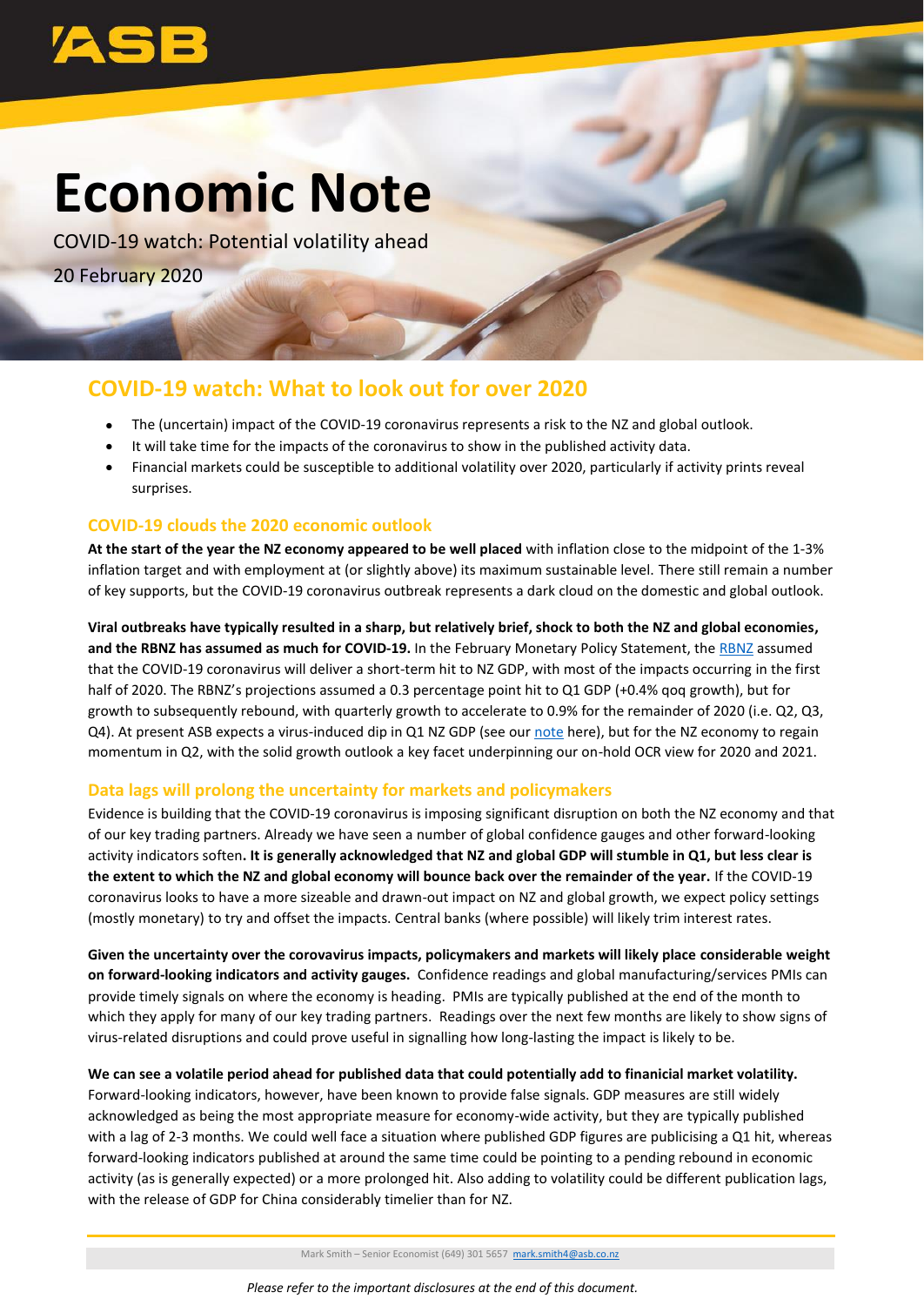ASB

# Economic Note

COVID-19 watch: Potential volatility ahead

20 February 2020

## COVID-19 watch: What to look out for over 2020

- The (uncertain) impact of the COVID-19 coronavirus represents a risk to the NZ and global outlook.
- It will take time for the impacts of the coronavirus to show in the published activity data.
- Financial markets could be susceptible to additional volatility over 2020, particularly if activity prints reveal surprises.

### COVID-19 clouds the 2020 economic outlook

**At the start of the year the NZ economy appeared to be well placed** with inflation close to the midpoint of the 1-3% inflation target and with employment at (or slightly above) its maximum sustainable level. There still remain a number of key supports, but the COVID-19 coronavirus outbreak represents a dark cloud on the domestic and global outlook.

**Viral outbreaks have typically resulted in a sharp, but relatively brief, shock to both the NZ and global economies, and the RBNZ has assumed as much for COVID-19.** In the February Monetary Policy Statement, the RBNZ assumed that the COVID-19 coronavirus will deliver a short-term hit to NZ GDP, with most of the impacts occurring in the first half of 2020. The RBNZ's projections assumed a 0.3 percentage point hit to Q1 GDP (+0.4% qoq growth), but for growth to subsequently rebound, with quarterly growth to accelerate to 0.9% for the remainder of 2020 (i.e. Q2, Q3, Q4). At present ASB expects a virus-induced dip in Q1 NZ GDP (see our note here), but for the NZ economy to regain momentum in Q2, with the solid growth outlook a key facet underpinning our on-hold OCR view for 2020 and 2021.

### Data lags will prolong the uncertainty for markets and policymakers

Evidence is building that the COVID-19 coronavirus is imposing significant disruption on both the NZ economy and that of our key trading partners. Already we have seen a number of global confidence gauges and other forward-looking activity indicators soften**. It is generally acknowledged that NZ and global GDP will stumble in Q1, but less clear is the extent to which the NZ and global economy will bounce back over the remainder of the year.** If the COVID-19 coronavirus looks to have a more sizeable and drawn-out impact on NZ and global growth, we expect policy settings (mostly monetary) to try and offset the impacts. Central banks (where possible) will likely trim interest rates.

**Given the uncertainty over the corovavirus impacts, policymakers and markets will likely place considerable weight on forward-looking indicators and activity gauges.** Confidence readings and global manufacturing/services PMIs can provide timely signals on where the economy is heading. PMIs are typically published at the end of the month to which they apply for many of our key trading partners. Readings over the next few months are likely to show signs of virus-related disruptions and could prove useful in signalling how long-lasting the impact is likely to be.

**We can see a volatile period ahead for published data that could potentially add to financial market volatility.** Forward-looking indicators, however, have been known to provide false signals. GDP measures are still widely acknowledged as being the most appropriate measure for economy-wide activity, but they are typically published with a lag of 2-3 months. We could well face a situation where published GDP figures are publicising a Q1 hit, whereas forward-looking indicators published at around the same time could be pointing to a pending rebound in economic activity (as is generally expected) or a more prolonged hit. Also adding to volatility could be different publication lags, with the release of GDP for China considerably timelier than for NZ.

Mark Smith – Senior Economist (649) 301 5657 mark.smith4@asb.co.nz

*Please refer to the important disclosures at the end of this document.*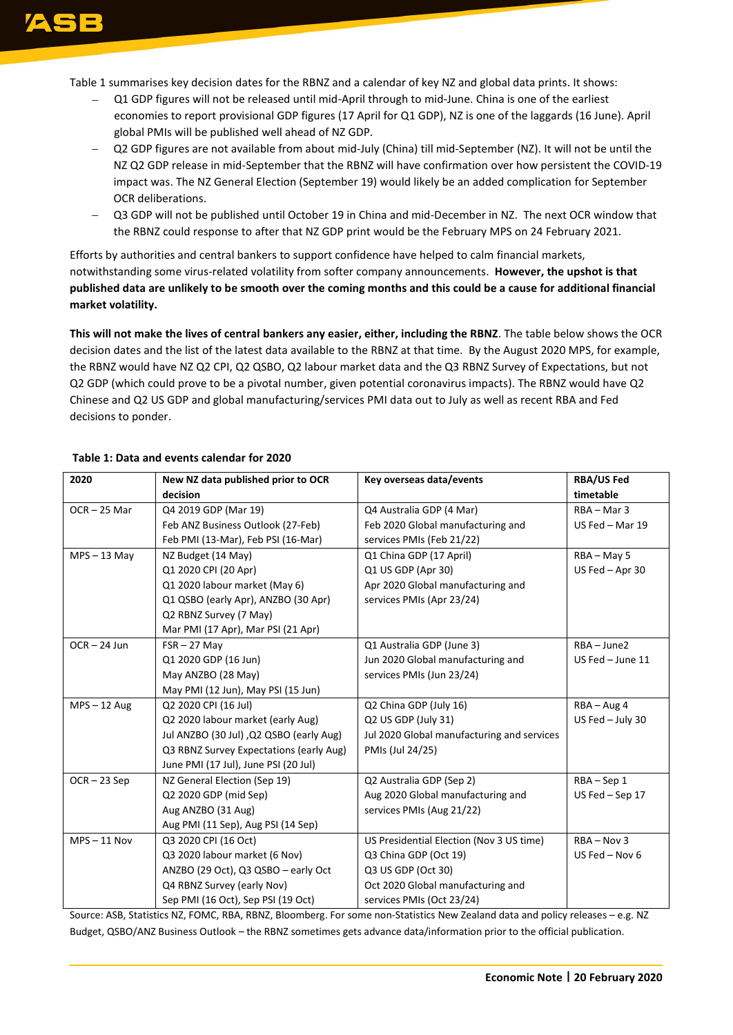Table 1 summarises key decision dates for the RBNZ and a calendar of key NZ and global data prints. It shows:

- Q1 GDP figures will not be released until mid-April through to mid-June. China is one of the earliest economies to report provisional GDP figures (17 April for Q1 GDP), NZ is one of the laggards (16 June). April global PMIs will be published well ahead of NZ GDP.
- Q2 GDP figures are not available from about mid-July (China) till mid-September (NZ). It will not be until the NZ Q2 GDP release in mid-September that the RBNZ will have confirmation over how persistent the COVID-19 impact was. The NZ General Election (September 19) would likely be an added complication for September OCR deliberations.
- Q3 GDP will not be published until October 19 in China and mid-December in NZ. The next OCR window that the RBNZ could response to after that NZ GDP print would be the February MPS on 24 February 2021.

Efforts by authorities and central bankers to support confidence have helped to calm financial markets, notwithstanding some virus-related volatility from softer company announcements. **However, the upshot is that published data are unlikely to be smooth over the coming months and this could be a cause for additional financial market volatility.**

**This will not make the lives of central bankers any easier, either, including the RBNZ**. The table below shows the OCR decision dates and the list of the latest data available to the RBNZ at that time. By the August 2020 MPS, for example, the RBNZ would have NZ Q2 CPI, Q2 QSBO, Q2 labour market data and the Q3 RBNZ Survey of Expectations, but not Q2 GDP (which could prove to be a pivotal number, given potential coronavirus impacts). The RBNZ would have Q2 Chinese and Q2 US GDP and global manufacturing/services PMI data out to July as well as recent RBA and Fed decisions to ponder.

**Table 1: Data and events calendar for 2020**

| 2020 | New NZ data published prior to OCR decision | Key overseas data/events | RBA/US Fed timetable |
|---|---|---|---|
| OCR – 25 Mar | Q4 2019 GDP (Mar 19)<br>Feb ANZ Business Outlook (27-Feb)<br>Feb PMI (13-Mar), Feb PSI (16-Mar) | Q4 Australia GDP (4 Mar)<br>Feb 2020 Global manufacturing and services PMIs (Feb 21/22) | RBA – Mar 3<br>US Fed – Mar 19 |
| MPS – 13 May | NZ Budget (14 May)<br>Q1 2020 CPI (20 Apr)<br>Q1 2020 labour market (May 6)<br>Q1 QSBO (early Apr), ANZBO (30 Apr)<br>Q2 RBNZ Survey (7 May)<br>Mar PMI (17 Apr), Mar PSI (21 Apr) | Q1 China GDP (17 April)<br>Q1 US GDP (Apr 30)<br>Apr 2020 Global manufacturing and services PMIs (Apr 23/24) | RBA – May 5<br>US Fed – Apr 30 |
| OCR – 24 Jun | FSR – 27 May<br>Q1 2020 GDP (16 Jun)<br>May ANZBO (28 May)<br>May PMI (12 Jun), May PSI (15 Jun) | Q1 Australia GDP (June 3)<br>Jun 2020 Global manufacturing and services PMIs (Jun 23/24) | RBA – June2<br>US Fed – June 11 |
| MPS – 12 Aug | Q2 2020 CPI (16 Jul)<br>Q2 2020 labour market (early Aug)<br>Jul ANZBO (30 Jul) ,Q2 QSBO (early Aug)<br>Q3 RBNZ Survey Expectations (early Aug)<br>June PMI (17 Jul), June PSI (20 Jul) | Q2 China GDP (July 16)<br>Q2 US GDP (July 31)<br>Jul 2020 Global manufacturing and services PMIs (Jul 24/25) | RBA – Aug 4<br>US Fed – July 30 |
| OCR – 23 Sep | NZ General Election (Sep 19)<br>Q2 2020 GDP (mid Sep)<br>Aug ANZBO (31 Aug)<br>Aug PMI (11 Sep), Aug PSI (14 Sep) | Q2 Australia GDP (Sep 2)<br>Aug 2020 Global manufacturing and services PMIs (Aug 21/22) | RBA – Sep 1<br>US Fed – Sep 17 |
| MPS – 11 Nov | Q3 2020 CPI (16 Oct)<br>Q3 2020 labour market (6 Nov)<br>ANZBO (29 Oct), Q3 QSBO – early Oct<br>Q4 RBNZ Survey (early Nov)<br>Sep PMI (16 Oct), Sep PSI (19 Oct) | US Presidential Election (Nov 3 US time)<br>Q3 China GDP (Oct 19)<br>Q3 US GDP (Oct 30)<br>Oct 2020 Global manufacturing and services PMIs (Oct 23/24) | RBA – Nov 3<br>US Fed – Nov 6 |

Source: ASB, Statistics NZ, FOMC, RBA, RBNZ, Bloomberg. For some non-Statistics New Zealand data and policy releases – e.g. NZ Budget, QSBO/ANZ Business Outlook – the RBNZ sometimes gets advance data/information prior to the official publication.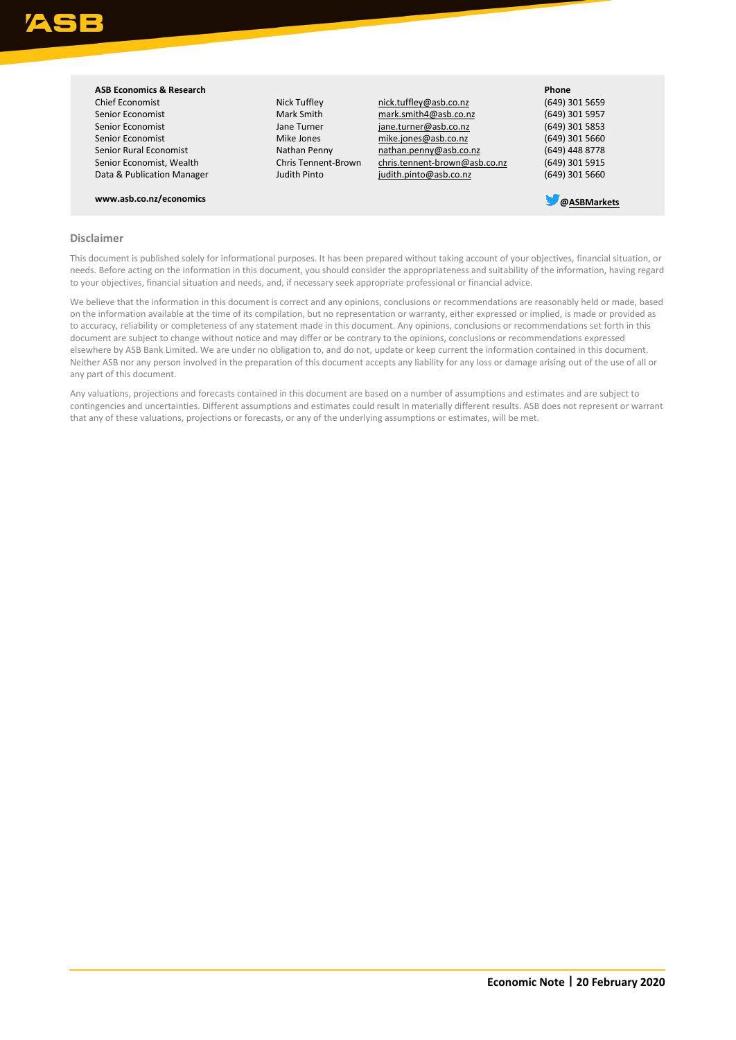| ASB Economics & Research | | | Phone |
|---|---|---|---|
| Chief Economist | Nick Tuffley | nick.tuffley@asb.co.nz | (649) 301 5659 |
| Senior Economist | Mark Smith | mark.smith4@asb.co.nz | (649) 301 5957 |
| Senior Economist | Jane Turner | jane.turner@asb.co.nz | (649) 301 5853 |
| Senior Economist | Mike Jones | mike.jones@asb.co.nz | (649) 301 5660 |
| Senior Rural Economist | Nathan Penny | nathan.penny@asb.co.nz | (649) 448 8778 |
| Senior Economist, Wealth | Chris Tennent-Brown | chris.tennent-brown@asb.co.nz | (649) 301 5915 |
| Data & Publication Manager | Judith Pinto | judith.pinto@asb.co.nz | (649) 301 5660 |

**www.asb.co.nz/economics**

**@ASBMarkets**

## Disclaimer

This document is published solely for informational purposes. It has been prepared without taking account of your objectives, financial situation, or needs. Before acting on the information in this document, you should consider the appropriateness and suitability of the information, having regard to your objectives, financial situation and needs, and, if necessary seek appropriate professional or financial advice.

We believe that the information in this document is correct and any opinions, conclusions or recommendations are reasonably held or made, based on the information available at the time of its compilation, but no representation or warranty, either expressed or implied, is made or provided as to accuracy, reliability or completeness of any statement made in this document. Any opinions, conclusions or recommendations set forth in this document are subject to change without notice and may differ or be contrary to the opinions, conclusions or recommendations expressed elsewhere by ASB Bank Limited. We are under no obligation to, and do not, update or keep current the information contained in this document. Neither ASB nor any person involved in the preparation of this document accepts any liability for any loss or damage arising out of the use of all or any part of this document.

Any valuations, projections and forecasts contained in this document are based on a number of assumptions and estimates and are subject to contingencies and uncertainties. Different assumptions and estimates could result in materially different results. ASB does not represent or warrant that any of these valuations, projections or forecasts, or any of the underlying assumptions or estimates, will be met.